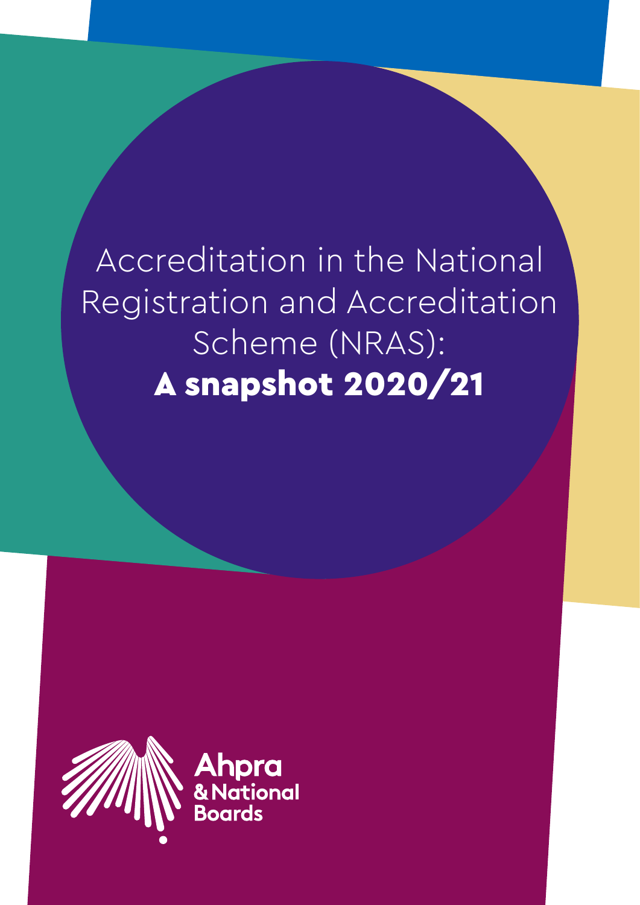# Accreditation in the National Registration and Accreditation Scheme (NRAS): **A snapshot 2020/21**

Ahpra
& National
Boards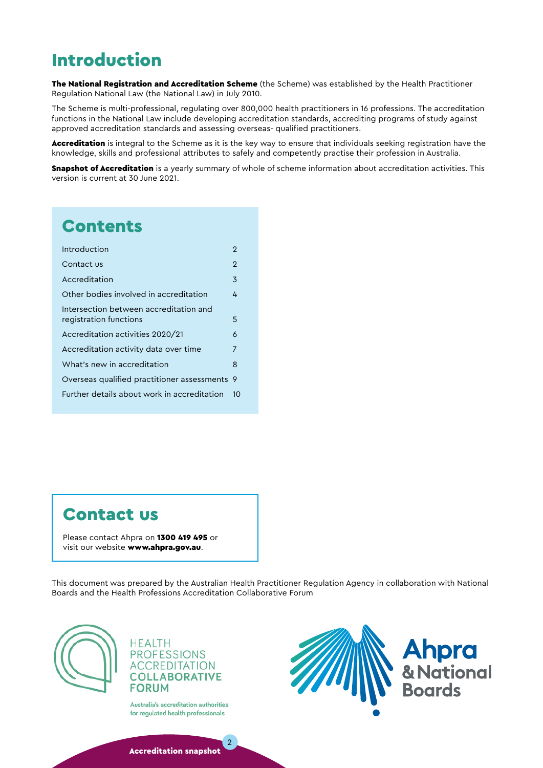# Introduction

**The National Registration and Accreditation Scheme** (the Scheme) was established by the Health Practitioner Regulation National Law (the National Law) in July 2010.

The Scheme is multi-professional, regulating over 800,000 health practitioners in 16 professions. The accreditation functions in the National Law include developing accreditation standards, accrediting programs of study against approved accreditation standards and assessing overseas- qualified practitioners.

**Accreditation** is integral to the Scheme as it is the key way to ensure that individuals seeking registration have the knowledge, skills and professional attributes to safely and competently practise their profession in Australia.

**Snapshot of Accreditation** is a yearly summary of whole of scheme information about accreditation activities. This version is current at 30 June 2021.

## Contents

| | |
|---|---|
| Introduction | 2 |
| Contact us | 2 |
| Accreditation | 3 |
| Other bodies involved in accreditation | 4 |
| Intersection between accreditation and registration functions | 5 |
| Accreditation activities 2020/21 | 6 |
| Accreditation activity data over time | 7 |
| What's new in accreditation | 8 |
| Overseas qualified practitioner assessments | 9 |
| Further details about work in accreditation | 10 |

## Contact us

Please contact Ahpra on **1300 419 495** or visit our website **www.ahpra.gov.au**.

This document was prepared by the Australian Health Practitioner Regulation Agency in collaboration with National Boards and the Health Professions Accreditation Collaborative Forum

HEALTH PROFESSIONS ACCREDITATION COLLABORATIVE FORUM

Australia's accreditation authorities for regulated health professionals

Ahpra & National Boards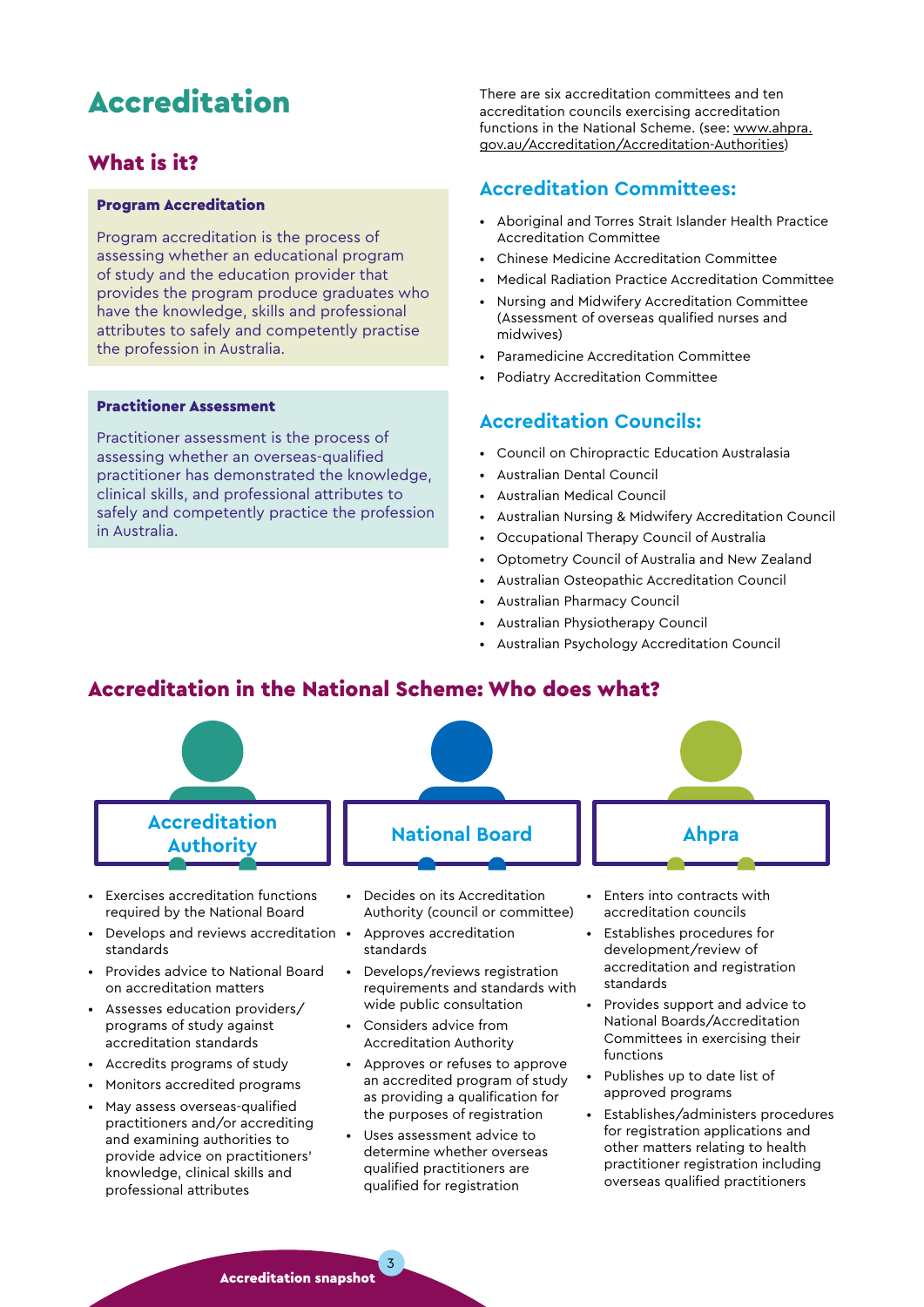# Accreditation

## What is it?

**Program Accreditation**

Program accreditation is the process of assessing whether an educational program of study and the education provider that provides the program produce graduates who have the knowledge, skills and professional attributes to safely and competently practise the profession in Australia.

**Practitioner Assessment**

Practitioner assessment is the process of assessing whether an overseas-qualified practitioner has demonstrated the knowledge, clinical skills, and professional attributes to safely and competently practice the profession in Australia.

There are six accreditation committees and ten accreditation councils exercising accreditation functions in the National Scheme. (see: www.ahpra.gov.au/Accreditation/Accreditation-Authorities)

### Accreditation Committees:

- Aboriginal and Torres Strait Islander Health Practice Accreditation Committee
- Chinese Medicine Accreditation Committee
- Medical Radiation Practice Accreditation Committee
- Nursing and Midwifery Accreditation Committee (Assessment of overseas qualified nurses and midwives)
- Paramedicine Accreditation Committee
- Podiatry Accreditation Committee

### Accreditation Councils:

- Council on Chiropractic Education Australasia
- Australian Dental Council
- Australian Medical Council
- Australian Nursing & Midwifery Accreditation Council
- Occupational Therapy Council of Australia
- Optometry Council of Australia and New Zealand
- Australian Osteopathic Accreditation Council
- Australian Pharmacy Council
- Australian Physiotherapy Council
- Australian Psychology Accreditation Council

## Accreditation in the National Scheme: Who does what?

### Accreditation Authority

- Exercises accreditation functions required by the National Board
- Develops and reviews accreditation standards
- Provides advice to National Board on accreditation matters
- Assesses education providers/programs of study against accreditation standards
- Accredits programs of study
- Monitors accredited programs
- May assess overseas-qualified practitioners and/or accrediting and examining authorities to provide advice on practitioners' knowledge, clinical skills and professional attributes

### National Board

- Decides on its Accreditation Authority (council or committee)
- Approves accreditation standards
- Develops/reviews registration requirements and standards with wide public consultation
- Considers advice from Accreditation Authority
- Approves or refuses to approve an accredited program of study as providing a qualification for the purposes of registration
- Uses assessment advice to determine whether overseas qualified practitioners are qualified for registration

### Ahpra

- Enters into contracts with accreditation councils
- Establishes procedures for development/review of accreditation and registration standards
- Provides support and advice to National Boards/Accreditation Committees in exercising their functions
- Publishes up to date list of approved programs
- Establishes/administers procedures for registration applications and other matters relating to health practitioner registration including overseas qualified practitioners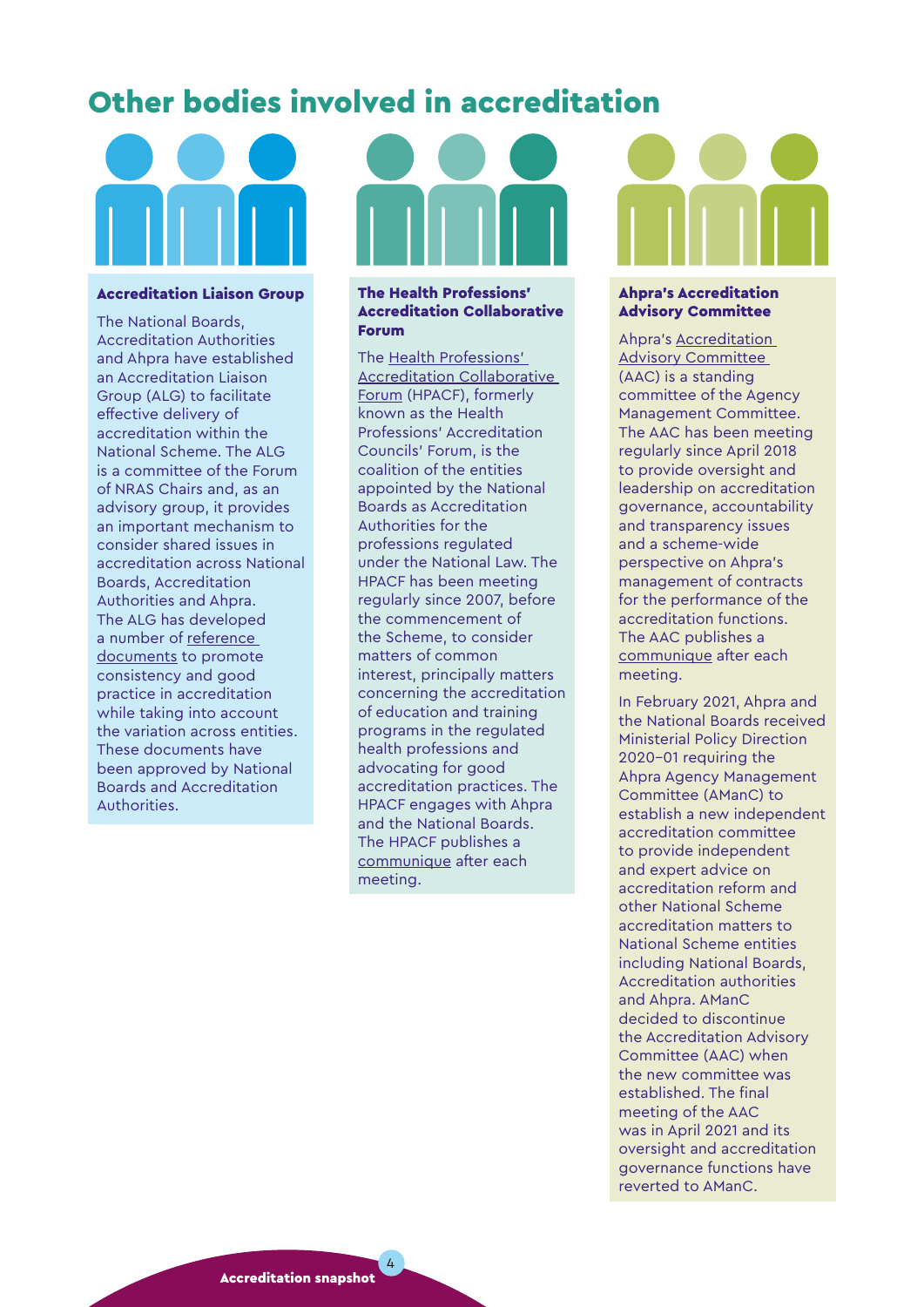# Other bodies involved in accreditation

### Accreditation Liaison Group

The National Boards, Accreditation Authorities and Ahpra have established an Accreditation Liaison Group (ALG) to facilitate effective delivery of accreditation within the National Scheme. The ALG is a committee of the Forum of NRAS Chairs and, as an advisory group, it provides an important mechanism to consider shared issues in accreditation across National Boards, Accreditation Authorities and Ahpra. The ALG has developed a number of reference documents to promote consistency and good practice in accreditation while taking into account the variation across entities. These documents have been approved by National Boards and Accreditation Authorities.

### The Health Professions' Accreditation Collaborative Forum

The Health Professions' Accreditation Collaborative Forum (HPACF), formerly known as the Health Professions' Accreditation Councils' Forum, is the coalition of the entities appointed by the National Boards as Accreditation Authorities for the professions regulated under the National Law. The HPACF has been meeting regularly since 2007, before the commencement of the Scheme, to consider matters of common interest, principally matters concerning the accreditation of education and training programs in the regulated health professions and advocating for good accreditation practices. The HPACF engages with Ahpra and the National Boards. The HPACF publishes a communique after each meeting.

### Ahpra's Accreditation Advisory Committee

Ahpra's Accreditation Advisory Committee (AAC) is a standing committee of the Agency Management Committee. The AAC has been meeting regularly since April 2018 to provide oversight and leadership on accreditation governance, accountability and transparency issues and a scheme-wide perspective on Ahpra's management of contracts for the performance of the accreditation functions. The AAC publishes a communique after each meeting.

In February 2021, Ahpra and the National Boards received Ministerial Policy Direction 2020-01 requiring the Ahpra Agency Management Committee (AManC) to establish a new independent accreditation committee to provide independent and expert advice on accreditation reform and other National Scheme accreditation matters to National Scheme entities including National Boards, Accreditation authorities and Ahpra. AManC decided to discontinue the Accreditation Advisory Committee (AAC) when the new committee was established. The final meeting of the AAC was in April 2021 and its oversight and accreditation governance functions have reverted to AManC.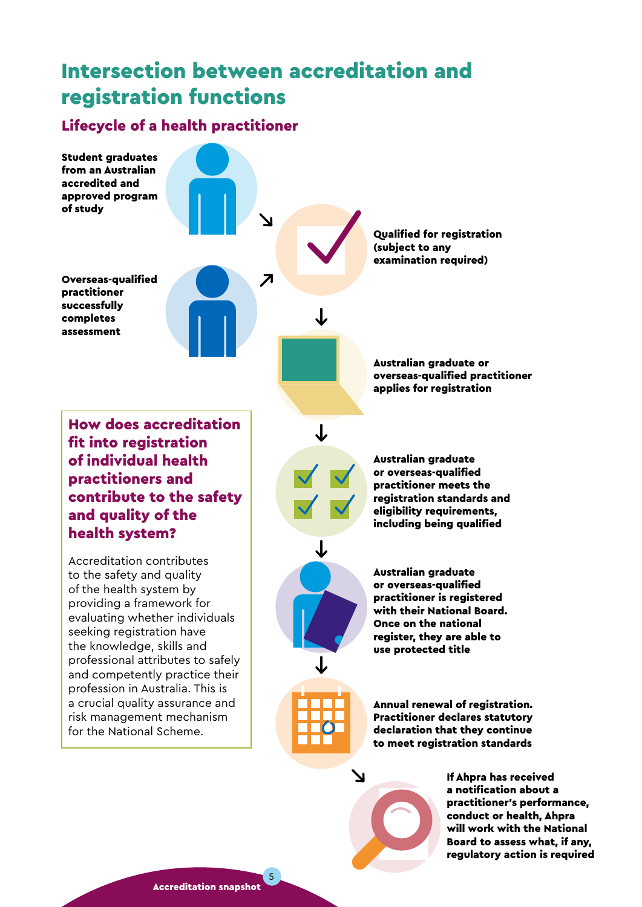# Intersection between accreditation and registration functions

## Lifecycle of a health practitioner

**Student graduates from an Australian accredited and approved program of study**

**Overseas-qualified practitioner successfully completes assessment**

**Qualified for registration (subject to any examination required)**

**Australian graduate or overseas-qualified practitioner applies for registration**

**Australian graduate or overseas-qualified practitioner meets the registration standards and eligibility requirements, including being qualified**

**Australian graduate or overseas-qualified practitioner is registered with their National Board. Once on the national register, they are able to use protected title**

**Annual renewal of registration. Practitioner declares statutory declaration that they continue to meet registration standards**

**If Ahpra has received a notification about a practitioner's performance, conduct or health, Ahpra will work with the National Board to assess what, if any, regulatory action is required**

### How does accreditation fit into registration of individual health practitioners and contribute to the safety and quality of the health system?

Accreditation contributes to the safety and quality of the health system by providing a framework for evaluating whether individuals seeking registration have the knowledge, skills and professional attributes to safely and competently practice their profession in Australia. This is a crucial quality assurance and risk management mechanism for the National Scheme.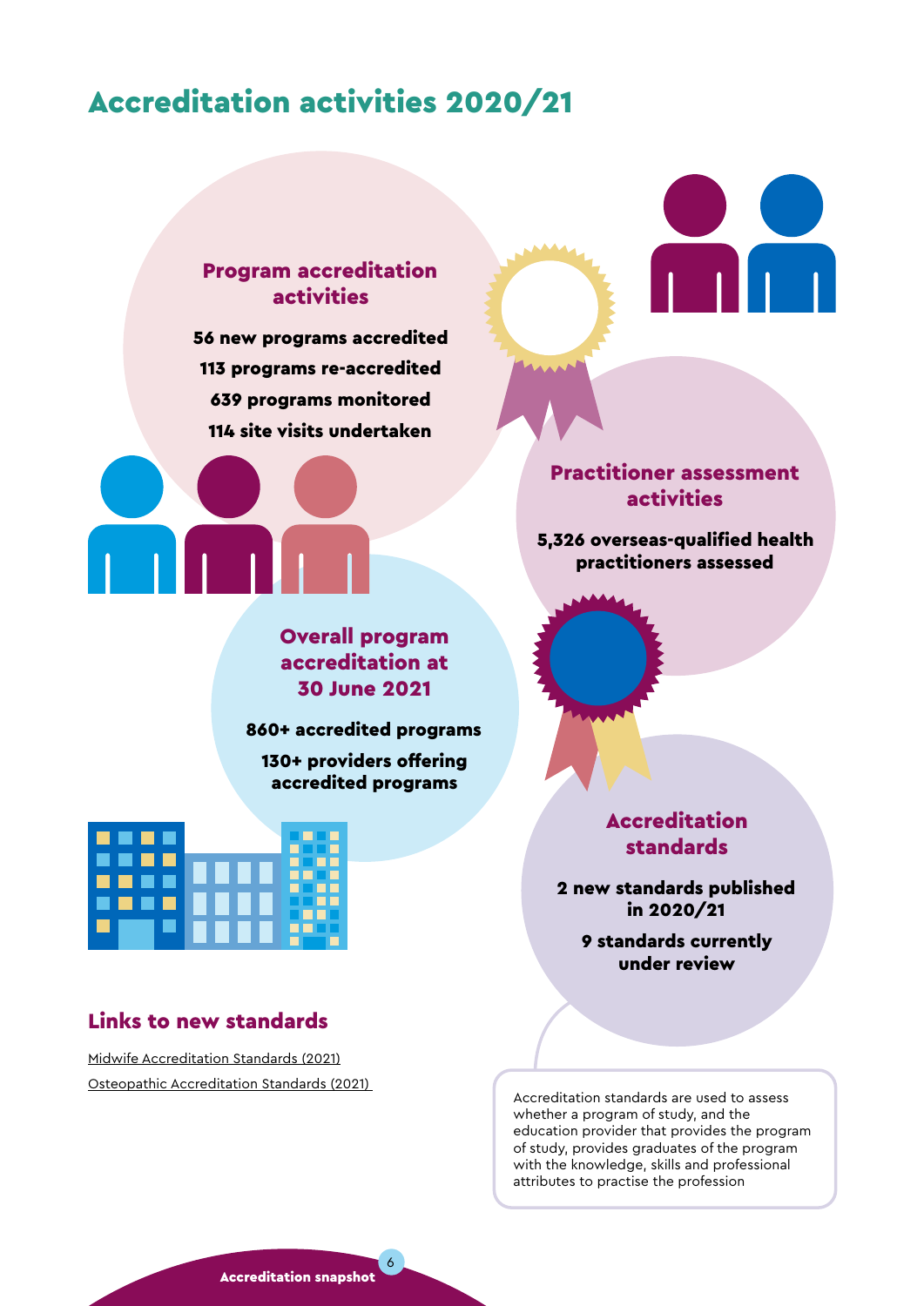# Accreditation activities 2020/21

### Program accreditation activities

**56 new programs accredited**

**113 programs re-accredited**

**639 programs monitored**

**114 site visits undertaken**

### Practitioner assessment activities

**5,326 overseas-qualified health practitioners assessed**

### Overall program accreditation at 30 June 2021

**860+ accredited programs**

**130+ providers offering accredited programs**

### Accreditation standards

**2 new standards published in 2020/21**

**9 standards currently under review**

Accreditation standards are used to assess whether a program of study, and the education provider that provides the program of study, provides graduates of the program with the knowledge, skills and professional attributes to practise the profession

## Links to new standards

Midwife Accreditation Standards (2021)

Osteopathic Accreditation Standards (2021)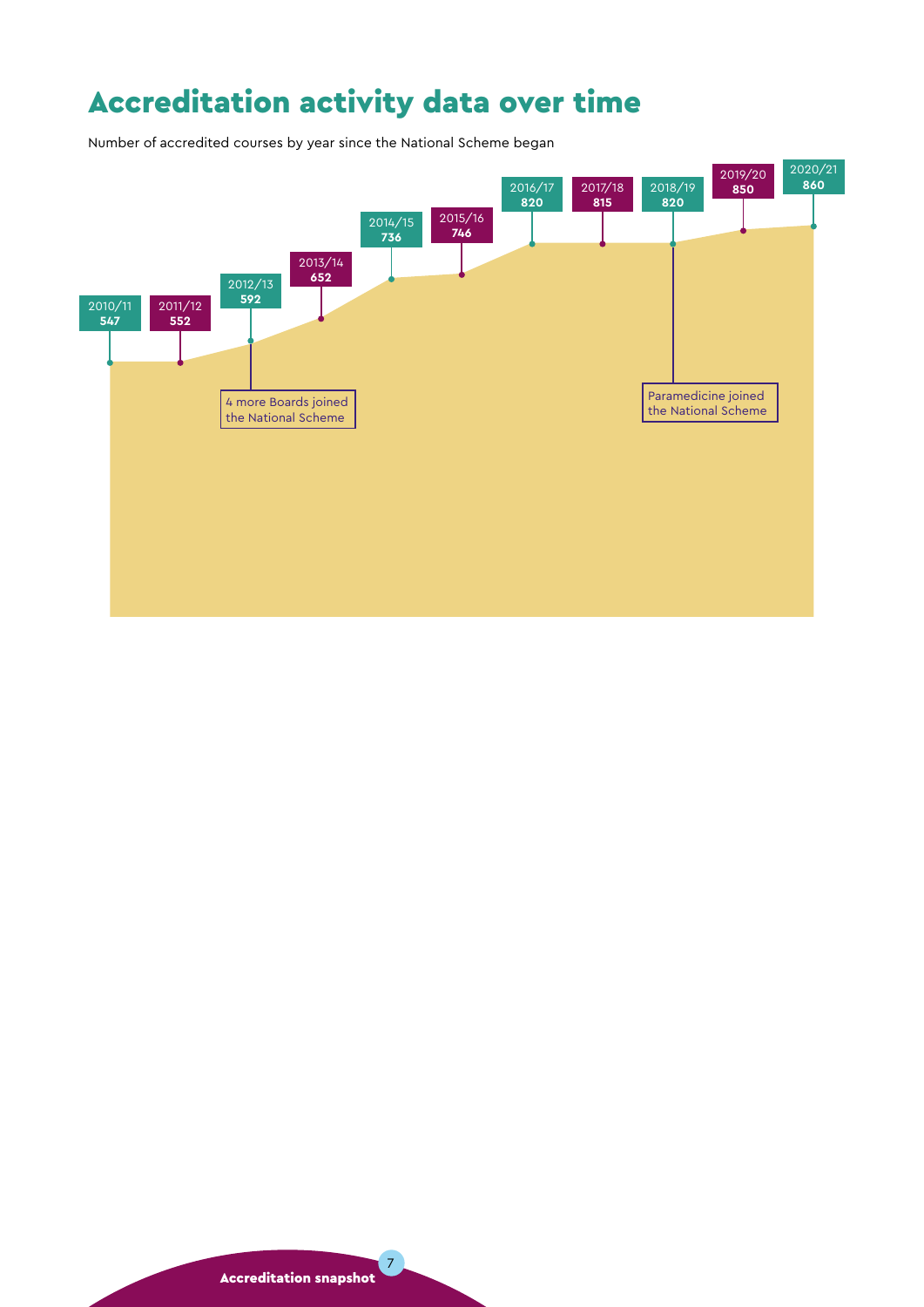# Accreditation activity data over time

Number of accredited courses by year since the National Scheme began

| Year | Number of accredited courses |
|---|---|
| 2010/11 | 547 |
| 2011/12 | 552 |
| 2012/13 | 592 |
| 2013/14 | 652 |
| 2014/15 | 736 |
| 2015/16 | 746 |
| 2016/17 | 820 |
| 2017/18 | 815 |
| 2018/19 | 820 |
| 2019/20 | 850 |
| 2020/21 | 860 |

2012/13: 4 more Boards joined the National Scheme

2018/19: Paramedicine joined the National Scheme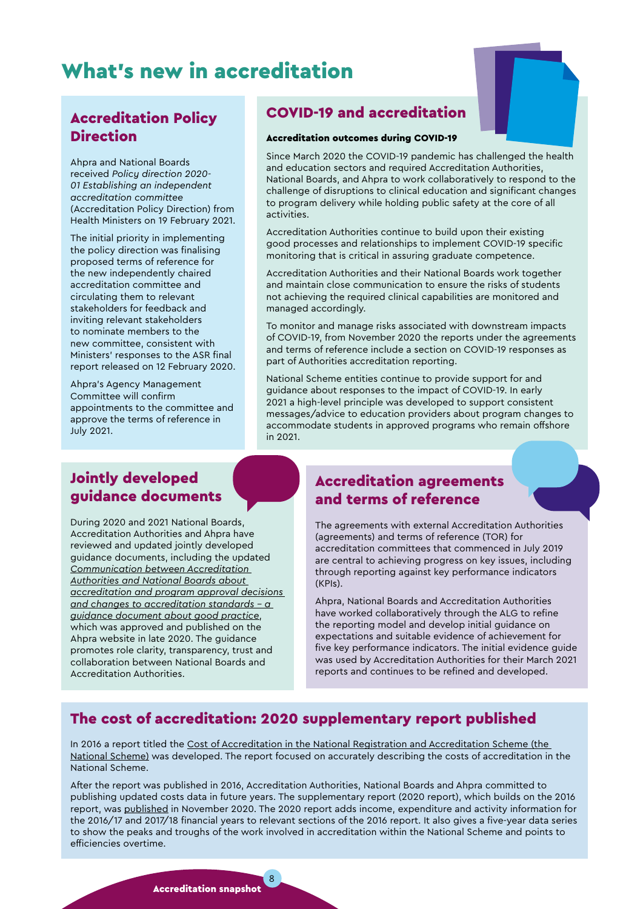# What's new in accreditation

## Accreditation Policy Direction

Ahpra and National Boards received *Policy direction 2020-01 Establishing an independent accreditation committee* (Accreditation Policy Direction) from Health Ministers on 19 February 2021.

The initial priority in implementing the policy direction was finalising proposed terms of reference for the new independently chaired accreditation committee and circulating them to relevant stakeholders for feedback and inviting relevant stakeholders to nominate members to the new committee, consistent with Ministers' responses to the ASR final report released on 12 February 2020.

Ahpra's Agency Management Committee will confirm appointments to the committee and approve the terms of reference in July 2021.

## COVID-19 and accreditation

#### Accreditation outcomes during COVID-19

Since March 2020 the COVID-19 pandemic has challenged the health and education sectors and required Accreditation Authorities, National Boards, and Ahpra to work collaboratively to respond to the challenge of disruptions to clinical education and significant changes to program delivery while holding public safety at the core of all activities.

Accreditation Authorities continue to build upon their existing good processes and relationships to implement COVID-19 specific monitoring that is critical in assuring graduate competence.

Accreditation Authorities and their National Boards work together and maintain close communication to ensure the risks of students not achieving the required clinical capabilities are monitored and managed accordingly.

To monitor and manage risks associated with downstream impacts of COVID-19, from November 2020 the reports under the agreements and terms of reference include a section on COVID-19 responses as part of Authorities accreditation reporting.

National Scheme entities continue to provide support for and guidance about responses to the impact of COVID-19. In early 2021 a high-level principle was developed to support consistent messages/advice to education providers about program changes to accommodate students in approved programs who remain offshore in 2021.

## Jointly developed guidance documents

During 2020 and 2021 National Boards, Accreditation Authorities and Ahpra have reviewed and updated jointly developed guidance documents, including the updated *Communication between Accreditation Authorities and National Boards about accreditation and program approval decisions and changes to accreditation standards – a guidance document about good practice*, which was approved and published on the Ahpra website in late 2020. The guidance promotes role clarity, transparency, trust and collaboration between National Boards and Accreditation Authorities.

## Accreditation agreements and terms of reference

The agreements with external Accreditation Authorities (agreements) and terms of reference (TOR) for accreditation committees that commenced in July 2019 are central to achieving progress on key issues, including through reporting against key performance indicators (KPIs).

Ahpra, National Boards and Accreditation Authorities have worked collaboratively through the ALG to refine the reporting model and develop initial guidance on expectations and suitable evidence of achievement for five key performance indicators. The initial evidence guide was used by Accreditation Authorities for their March 2021 reports and continues to be refined and developed.

## The cost of accreditation: 2020 supplementary report published

In 2016 a report titled the Cost of Accreditation in the National Registration and Accreditation Scheme (the National Scheme) was developed. The report focused on accurately describing the costs of accreditation in the National Scheme.

After the report was published in 2016, Accreditation Authorities, National Boards and Ahpra committed to publishing updated costs data in future years. The supplementary report (2020 report), which builds on the 2016 report, was published in November 2020. The 2020 report adds income, expenditure and activity information for the 2016/17 and 2017/18 financial years to relevant sections of the 2016 report. It also gives a five-year data series to show the peaks and troughs of the work involved in accreditation within the National Scheme and points to efficiencies overtime.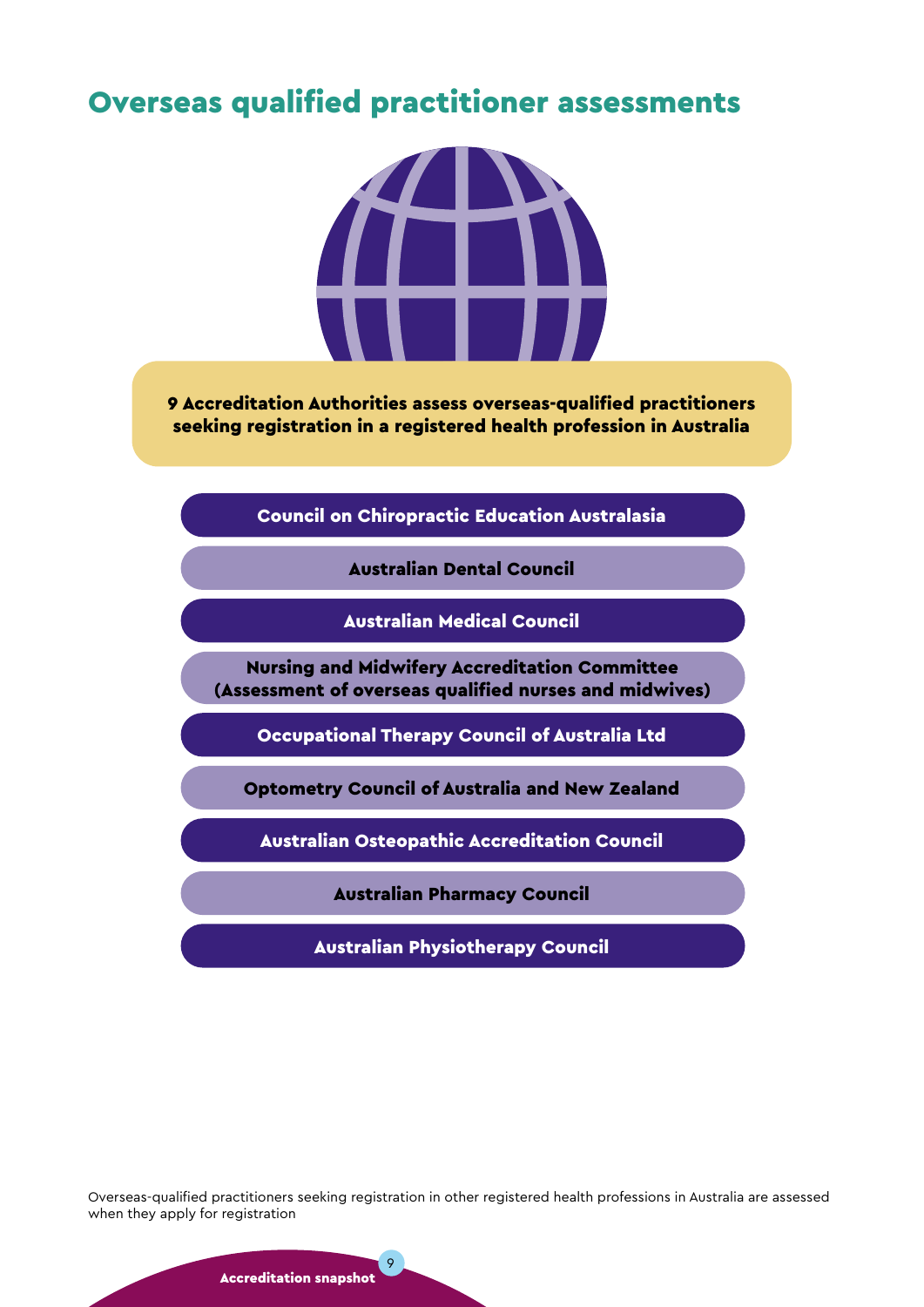# Overseas qualified practitioner assessments

**9 Accreditation Authorities assess overseas-qualified practitioners seeking registration in a registered health profession in Australia**

- **Council on Chiropractic Education Australasia**
- **Australian Dental Council**
- **Australian Medical Council**
- **Nursing and Midwifery Accreditation Committee (Assessment of overseas qualified nurses and midwives)**
- **Occupational Therapy Council of Australia Ltd**
- **Optometry Council of Australia and New Zealand**
- **Australian Osteopathic Accreditation Council**
- **Australian Pharmacy Council**
- **Australian Physiotherapy Council**

Overseas-qualified practitioners seeking registration in other registered health professions in Australia are assessed when they apply for registration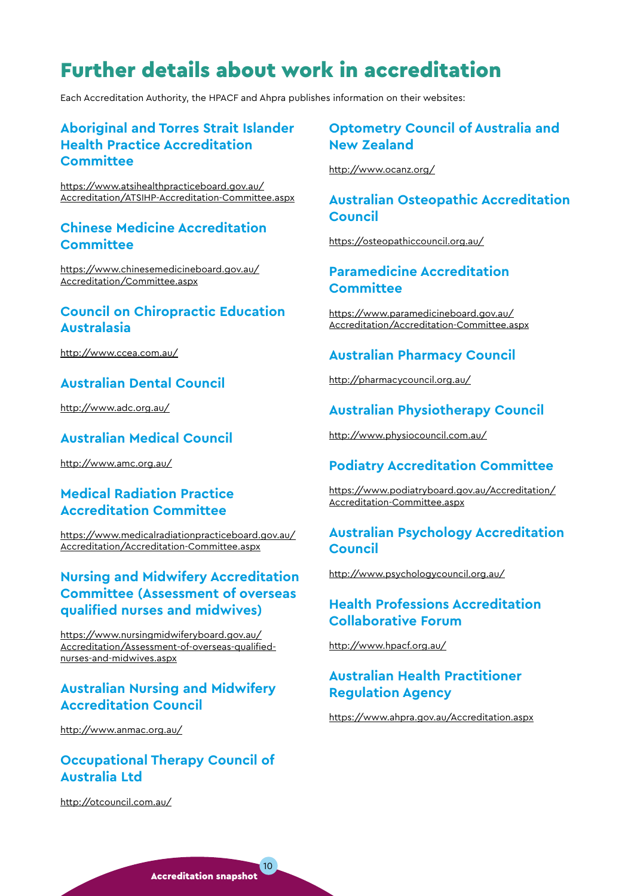# Further details about work in accreditation

Each Accreditation Authority, the HPACF and Ahpra publishes information on their websites:

### Aboriginal and Torres Strait Islander Health Practice Accreditation Committee

https://www.atsihealthpracticeboard.gov.au/Accreditation/ATSIHP-Accreditation-Committee.aspx

### Chinese Medicine Accreditation Committee

https://www.chinesemedicineboard.gov.au/Accreditation/Committee.aspx

### Council on Chiropractic Education Australasia

http://www.ccea.com.au/

### Australian Dental Council

http://www.adc.org.au/

### Australian Medical Council

http://www.amc.org.au/

### Medical Radiation Practice Accreditation Committee

https://www.medicalradiationpracticeboard.gov.au/Accreditation/Accreditation-Committee.aspx

### Nursing and Midwifery Accreditation Committee (Assessment of overseas qualified nurses and midwives)

https://www.nursingmidwiferyboard.gov.au/Accreditation/Assessment-of-overseas-qualified-nurses-and-midwives.aspx

### Australian Nursing and Midwifery Accreditation Council

http://www.anmac.org.au/

### Occupational Therapy Council of Australia Ltd

http://otcouncil.com.au/

### Optometry Council of Australia and New Zealand

http://www.ocanz.org/

### Australian Osteopathic Accreditation Council

https://osteopathiccouncil.org.au/

### Paramedicine Accreditation Committee

https://www.paramedicineboard.gov.au/Accreditation/Accreditation-Committee.aspx

### Australian Pharmacy Council

http://pharmacycouncil.org.au/

### Australian Physiotherapy Council

http://www.physiocouncil.com.au/

### Podiatry Accreditation Committee

https://www.podiatryboard.gov.au/Accreditation/Accreditation-Committee.aspx

### Australian Psychology Accreditation Council

http://www.psychologycouncil.org.au/

### Health Professions Accreditation Collaborative Forum

http://www.hpacf.org.au/

### Australian Health Practitioner Regulation Agency

https://www.ahpra.gov.au/Accreditation.aspx